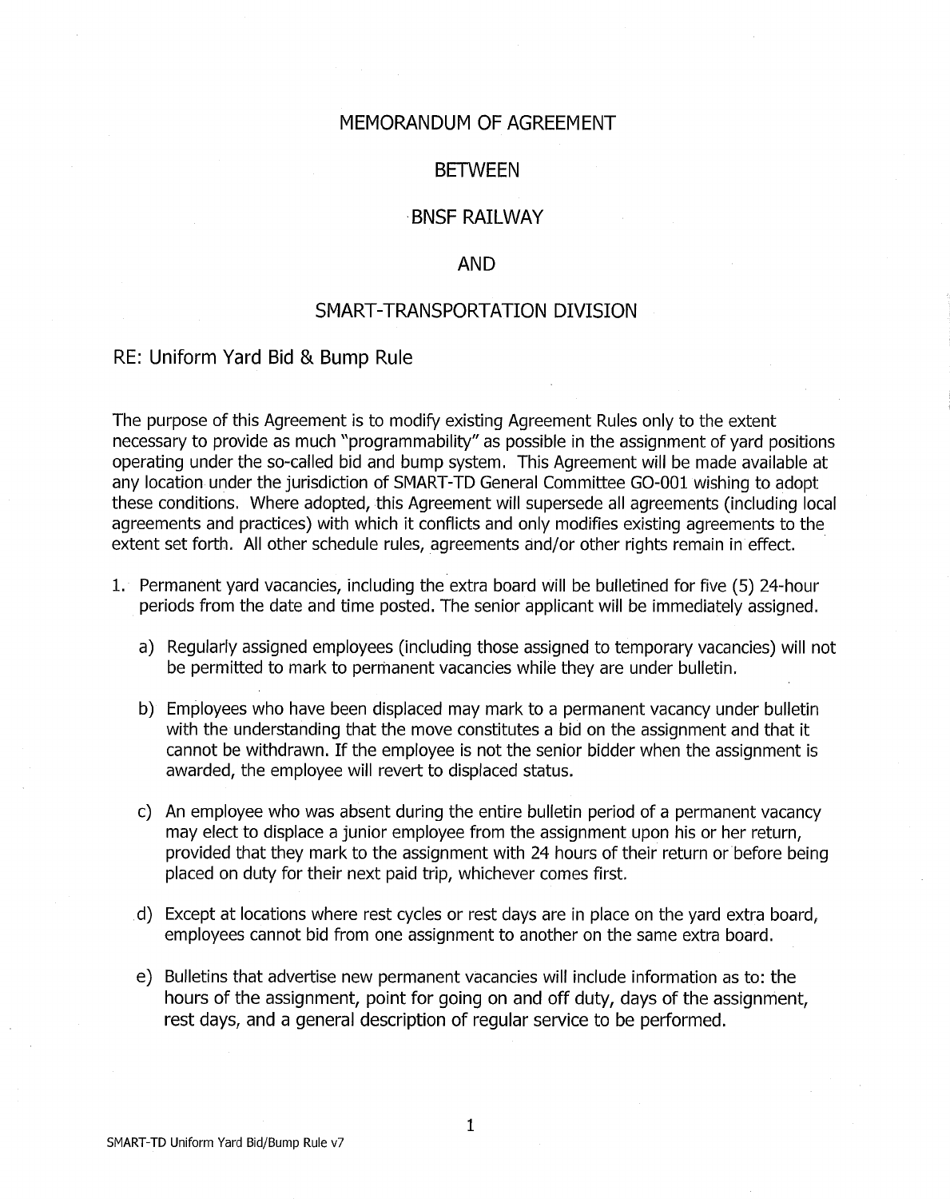# MEMORANDUM OF AGREEMENT

# BETWEEN

# BNSF RAILWAY

# AND

# SMART-TRANSPORTATION DIVISION

## RE: Uniform Yard Bid & Bump Rule

The purpose of this Agreement is to modify existing Agreement Rules only to the extent necessary to provide as much "programmability" as possible in the assignment of yard positions operating under the so-called bid and bump system. This Agreement will be made available at any location under the jurisdiction of SMART-TD General Committee GO-001 wishing to adopt these conditions. Where adopted, this Agreement will supersede all agreements (including local agreements and practices) with which it conflicts and only modifies existing agreements to the extent set forth. All other schedule rules, agreements and/or other rights remain in effect.

1. Permanent yard vacancies, including the extra board will be bulletined for five (5) 24-hour periods from the date and time posted. The senior applicant will be immediately assigned.

   a) Regularly assigned employees (including those assigned to temporary vacancies) will not be permitted to mark to permanent vacancies while they are under bulletin.

   b) Employees who have been displaced may mark to a permanent vacancy under bulletin with the understanding that the move constitutes a bid on the assignment and that it cannot be withdrawn. If the employee is not the senior bidder when the assignment is awarded, the employee will revert to displaced status.

   c) An employee who was absent during the entire bulletin period of a permanent vacancy may elect to displace a junior employee from the assignment upon his or her return, provided that they mark to the assignment with 24 hours of their return or before being placed on duty for their next paid trip, whichever comes first.

   d) Except at locations where rest cycles or rest days are in place on the yard extra board, employees cannot bid from one assignment to another on the same extra board.

   e) Bulletins that advertise new permanent vacancies will include information as to: the hours of the assignment, point for going on and off duty, days of the assignment, rest days, and a general description of regular service to be performed.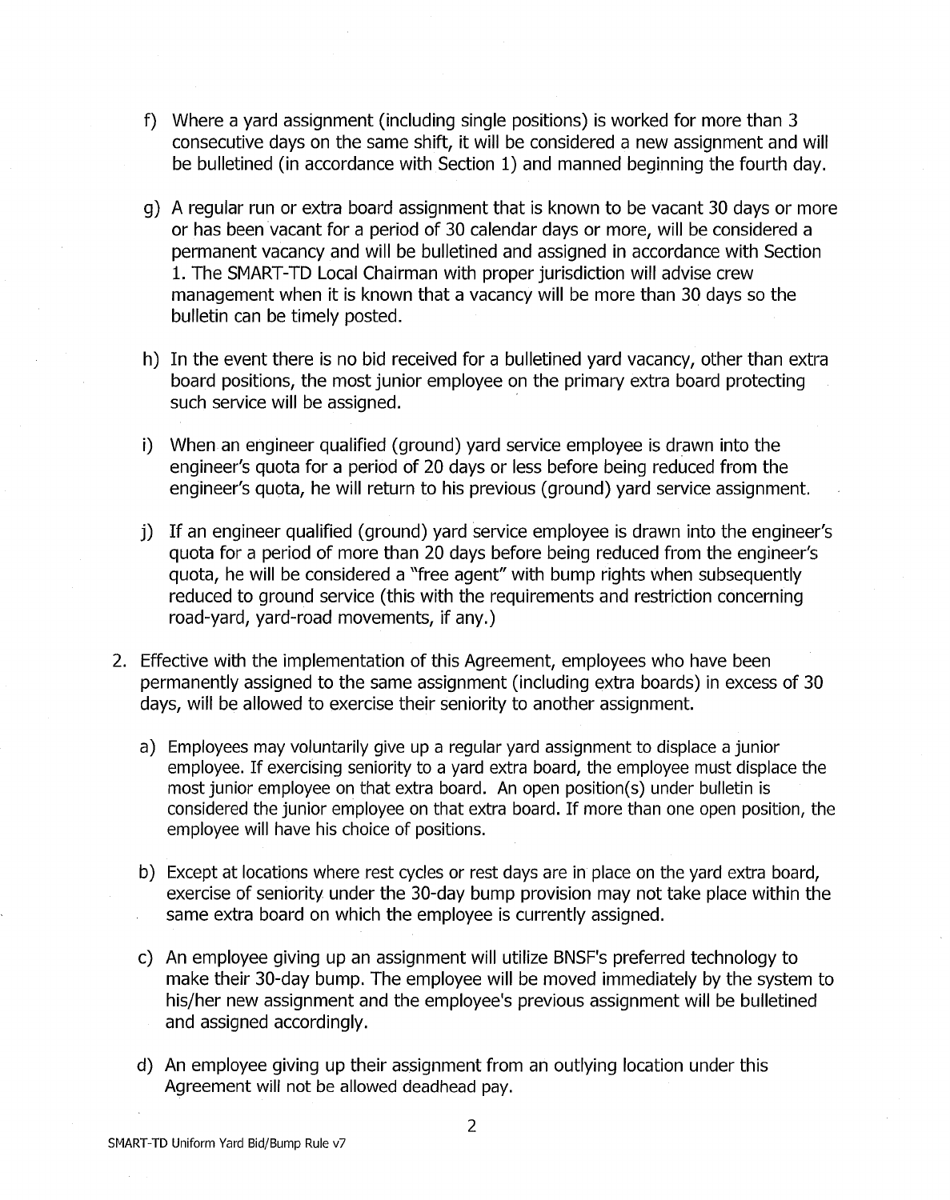f) Where a yard assignment (including single positions) is worked for more than 3 consecutive days on the same shift, it will be considered a new assignment and will be bulletined (in accordance with Section 1) and manned beginning the fourth day.

g) A regular run or extra board assignment that is known to be vacant 30 days or more or has been vacant for a period of 30 calendar days or more, will be considered a permanent vacancy and will be bulletined and assigned in accordance with Section 1. The SMART-TD Local Chairman with proper jurisdiction will advise crew management when it is known that a vacancy will be more than 30 days so the bulletin can be timely posted.

h) In the event there is no bid received for a bulletined yard vacancy, other than extra board positions, the most junior employee on the primary extra board protecting such service will be assigned.

i) When an engineer qualified (ground) yard service employee is drawn into the engineer's quota for a period of 20 days or less before being reduced from the engineer's quota, he will return to his previous (ground) yard service assignment.

j) If an engineer qualified (ground) yard service employee is drawn into the engineer's quota for a period of more than 20 days before being reduced from the engineer's quota, he will be considered a "free agent" with bump rights when subsequently reduced to ground service (this with the requirements and restriction concerning road-yard, yard-road movements, if any.)

2. Effective with the implementation of this Agreement, employees who have been permanently assigned to the same assignment (including extra boards) in excess of 30 days, will be allowed to exercise their seniority to another assignment.

   a) Employees may voluntarily give up a regular yard assignment to displace a junior employee. If exercising seniority to a yard extra board, the employee must displace the most junior employee on that extra board. An open position(s) under bulletin is considered the junior employee on that extra board. If more than one open position, the employee will have his choice of positions.

   b) Except at locations where rest cycles or rest days are in place on the yard extra board, exercise of seniority under the 30-day bump provision may not take place within the same extra board on which the employee is currently assigned.

   c) An employee giving up an assignment will utilize BNSF's preferred technology to make their 30-day bump. The employee will be moved immediately by the system to his/her new assignment and the employee's previous assignment will be bulletined and assigned accordingly.

   d) An employee giving up their assignment from an outlying location under this Agreement will not be allowed deadhead pay.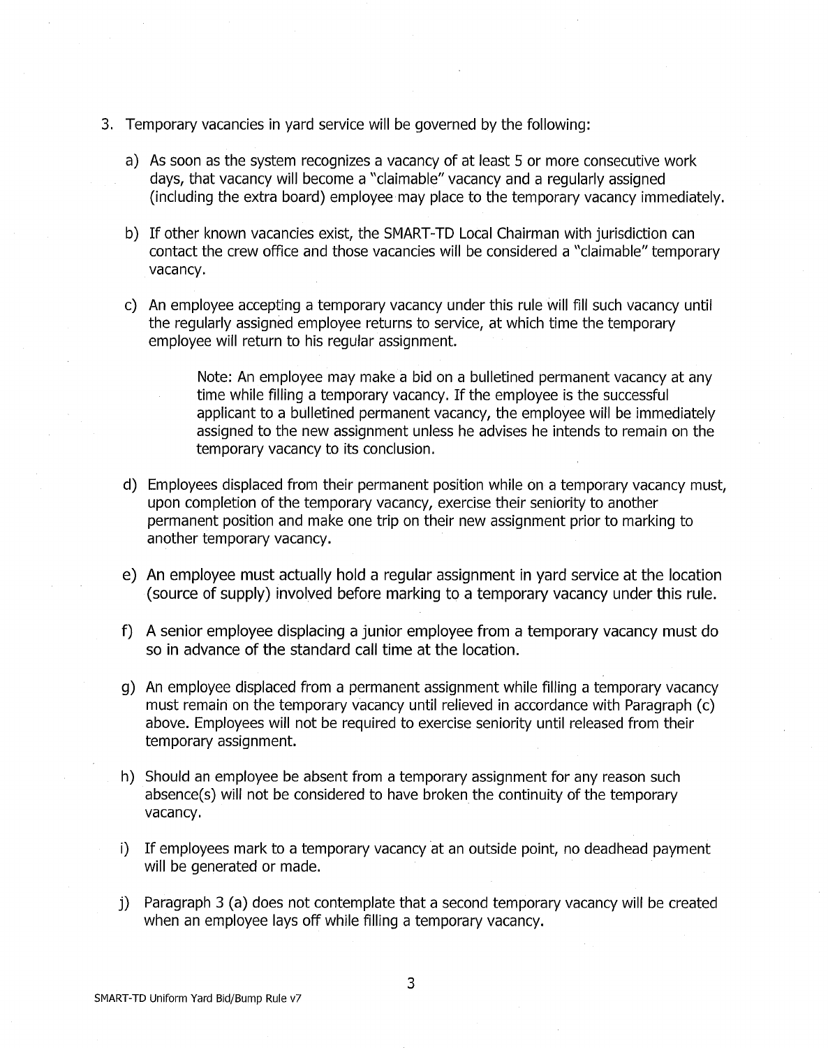3. Temporary vacancies in yard service will be governed by the following:

   a) As soon as the system recognizes a vacancy of at least 5 or more consecutive work days, that vacancy will become a "claimable" vacancy and a regularly assigned (including the extra board) employee may place to the temporary vacancy immediately.

   b) If other known vacancies exist, the SMART-TD Local Chairman with jurisdiction can contact the crew office and those vacancies will be considered a "claimable" temporary vacancy.

   c) An employee accepting a temporary vacancy under this rule will fill such vacancy until the regularly assigned employee returns to service, at which time the temporary employee will return to his regular assignment.

      Note: An employee may make a bid on a bulletined permanent vacancy at any time while filling a temporary vacancy. If the employee is the successful applicant to a bulletined permanent vacancy, the employee will be immediately assigned to the new assignment unless he advises he intends to remain on the temporary vacancy to its conclusion.

   d) Employees displaced from their permanent position while on a temporary vacancy must, upon completion of the temporary vacancy, exercise their seniority to another permanent position and make one trip on their new assignment prior to marking to another temporary vacancy.

   e) An employee must actually hold a regular assignment in yard service at the location (source of supply) involved before marking to a temporary vacancy under this rule.

   f) A senior employee displacing a junior employee from a temporary vacancy must do so in advance of the standard call time at the location.

   g) An employee displaced from a permanent assignment while filling a temporary vacancy must remain on the temporary vacancy until relieved in accordance with Paragraph (c) above. Employees will not be required to exercise seniority until released from their temporary assignment.

   h) Should an employee be absent from a temporary assignment for any reason such absence(s) will not be considered to have broken the continuity of the temporary vacancy.

   i) If employees mark to a temporary vacancy at an outside point, no deadhead payment will be generated or made.

   j) Paragraph 3 (a) does not contemplate that a second temporary vacancy will be created when an employee lays off while filling a temporary vacancy.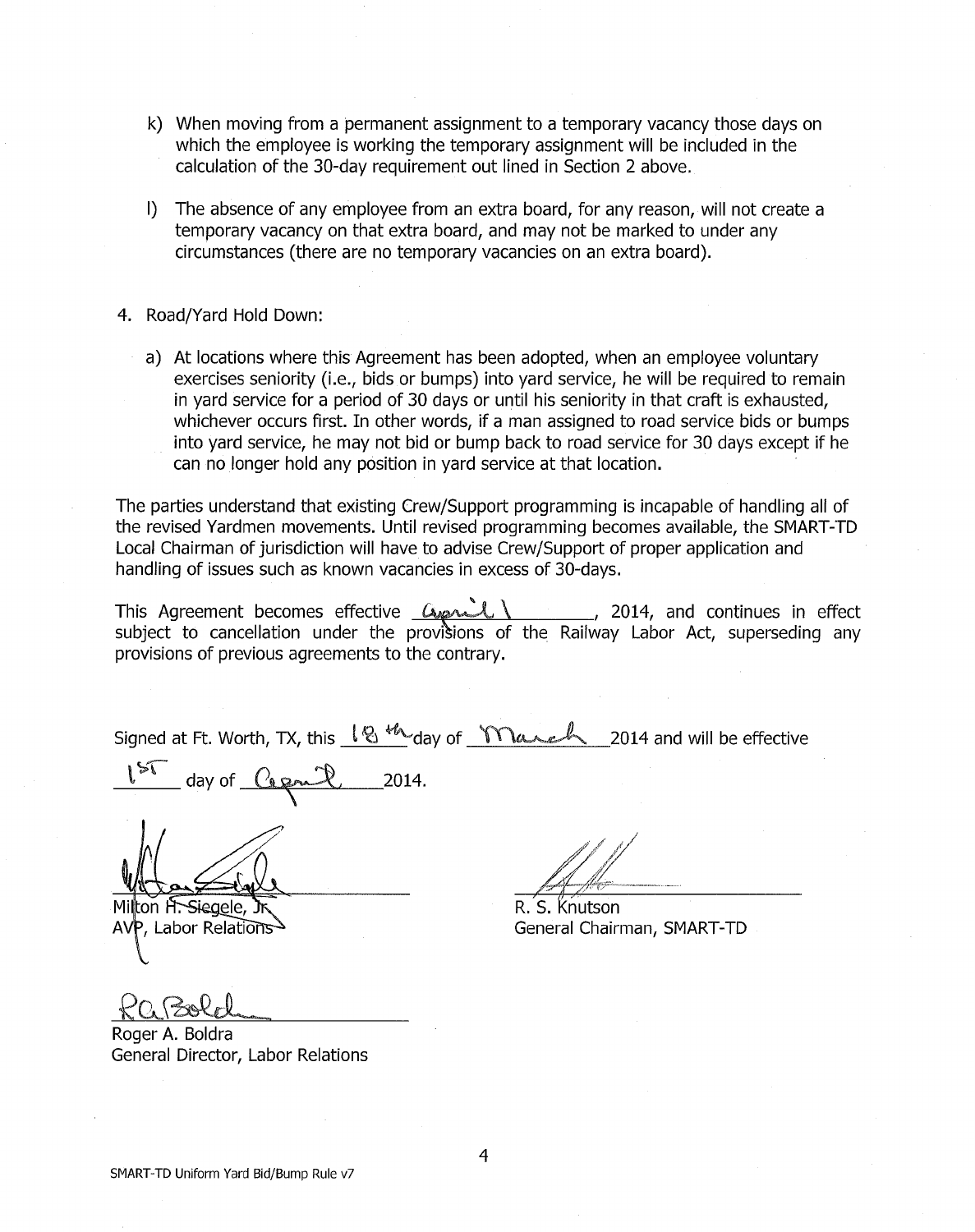k) When moving from a permanent assignment to a temporary vacancy those days on which the employee is working the temporary assignment will be included in the calculation of the 30-day requirement out lined in Section 2 above.

l) The absence of any employee from an extra board, for any reason, will not create a temporary vacancy on that extra board, and may not be marked to under any circumstances (there are no temporary vacancies on an extra board).

4. Road/Yard Hold Down:

   a) At locations where this Agreement has been adopted, when an employee voluntary exercises seniority (i.e., bids or bumps) into yard service, he will be required to remain in yard service for a period of 30 days or until his seniority in that craft is exhausted, whichever occurs first. In other words, if a man assigned to road service bids or bumps into yard service, he may not bid or bump back to road service for 30 days except if he can no longer hold any position in yard service at that location.

The parties understand that existing Crew/Support programming is incapable of handling all of the revised Yardmen movements. Until revised programming becomes available, the SMART-TD Local Chairman of jurisdiction will have to advise Crew/Support of proper application and handling of issues such as known vacancies in excess of 30-days.

This Agreement becomes effective April 1, 2014, and continues in effect subject to cancellation under the provisions of the Railway Labor Act, superseding any provisions of previous agreements to the contrary.

Signed at Ft. Worth, TX, this 18th day of March 2014 and will be effective 1st day of April 2014.

Milton H. Siegele, Jr.
AVP, Labor Relations

R. S. Knutson
General Chairman, SMART-TD

Roger A. Boldra
General Director, Labor Relations

SMART-TD Uniform Yard Bid/Bump Rule v7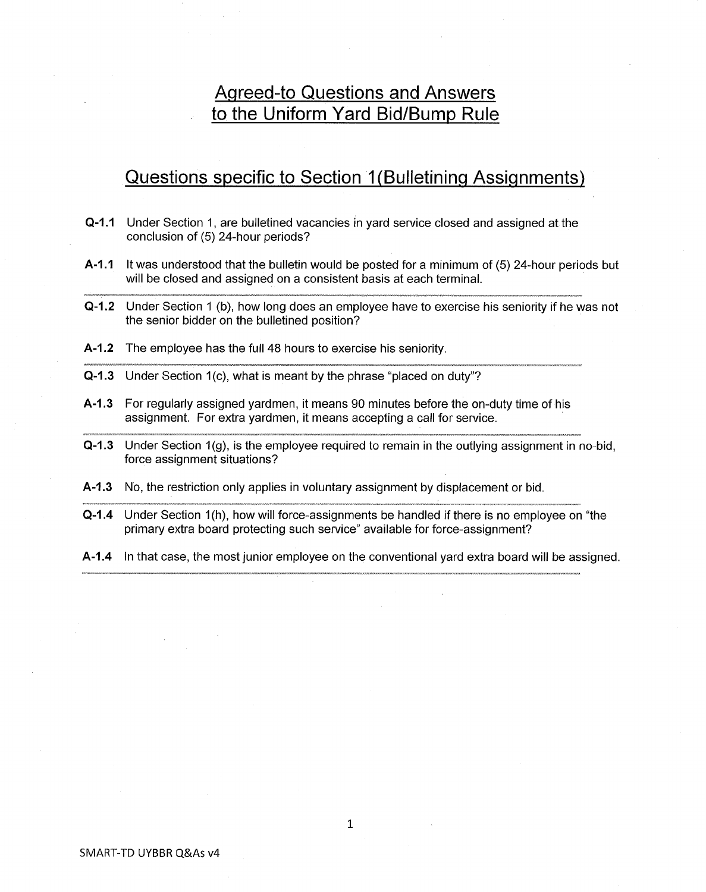# Agreed-to Questions and Answers to the Uniform Yard Bid/Bump Rule

## Questions specific to Section 1(Bulletining Assignments)

**Q-1.1** Under Section 1, are bulletined vacancies in yard service closed and assigned at the conclusion of (5) 24-hour periods?

**A-1.1** It was understood that the bulletin would be posted for a minimum of (5) 24-hour periods but will be closed and assigned on a consistent basis at each terminal.

---

**Q-1.2** Under Section 1 (b), how long does an employee have to exercise his seniority if he was not the senior bidder on the bulletined position?

**A-1.2** The employee has the full 48 hours to exercise his seniority.

---

**Q-1.3** Under Section 1(c), what is meant by the phrase "placed on duty"?

**A-1.3** For regularly assigned yardmen, it means 90 minutes before the on-duty time of his assignment. For extra yardmen, it means accepting a call for service.

---

**Q-1.3** Under Section 1(g), is the employee required to remain in the outlying assignment in no-bid, force assignment situations?

**A-1.3** No, the restriction only applies in voluntary assignment by displacement or bid.

---

**Q-1.4** Under Section 1(h), how will force-assignments be handled if there is no employee on "the primary extra board protecting such service" available for force-assignment?

**A-1.4** In that case, the most junior employee on the conventional yard extra board will be assigned.

---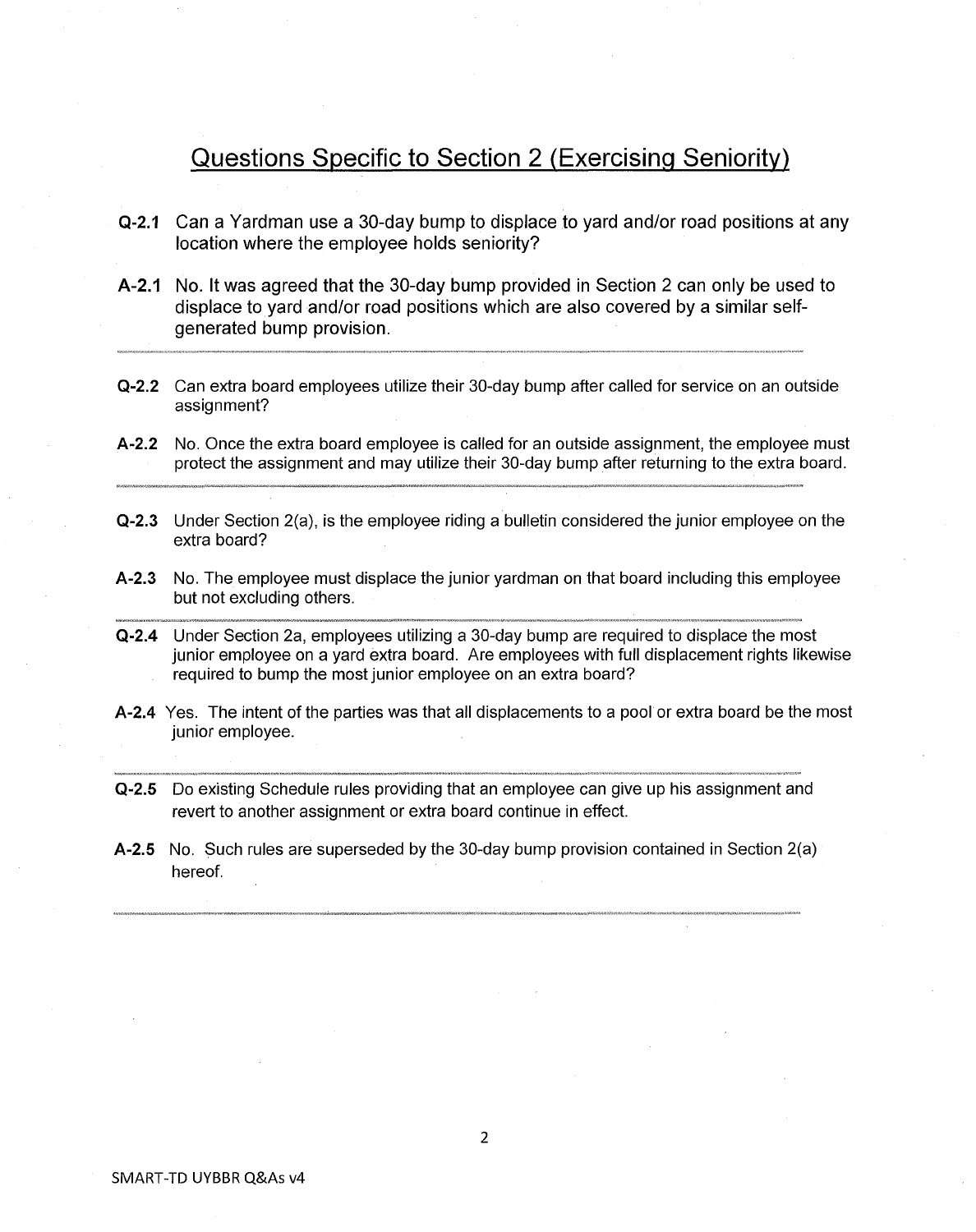## Questions Specific to Section 2 (Exercising Seniority)

**Q-2.1** Can a Yardman use a 30-day bump to displace to yard and/or road positions at any location where the employee holds seniority?

**A-2.1** No. It was agreed that the 30-day bump provided in Section 2 can only be used to displace to yard and/or road positions which are also covered by a similar self-generated bump provision.

---

**Q-2.2** Can extra board employees utilize their 30-day bump after called for service on an outside assignment?

**A-2.2** No. Once the extra board employee is called for an outside assignment, the employee must protect the assignment and may utilize their 30-day bump after returning to the extra board.

---

**Q-2.3** Under Section 2(a), is the employee riding a bulletin considered the junior employee on the extra board?

**A-2.3** No. The employee must displace the junior yardman on that board including this employee but not excluding others.

---

**Q-2.4** Under Section 2a, employees utilizing a 30-day bump are required to displace the most junior employee on a yard extra board. Are employees with full displacement rights likewise required to bump the most junior employee on an extra board?

**A-2.4** Yes. The intent of the parties was that all displacements to a pool or extra board be the most junior employee.

---

**Q-2.5** Do existing Schedule rules providing that an employee can give up his assignment and revert to another assignment or extra board continue in effect.

**A-2.5** No. Such rules are superseded by the 30-day bump provision contained in Section 2(a) hereof.

---

SMART-TD UYBBR Q&As v4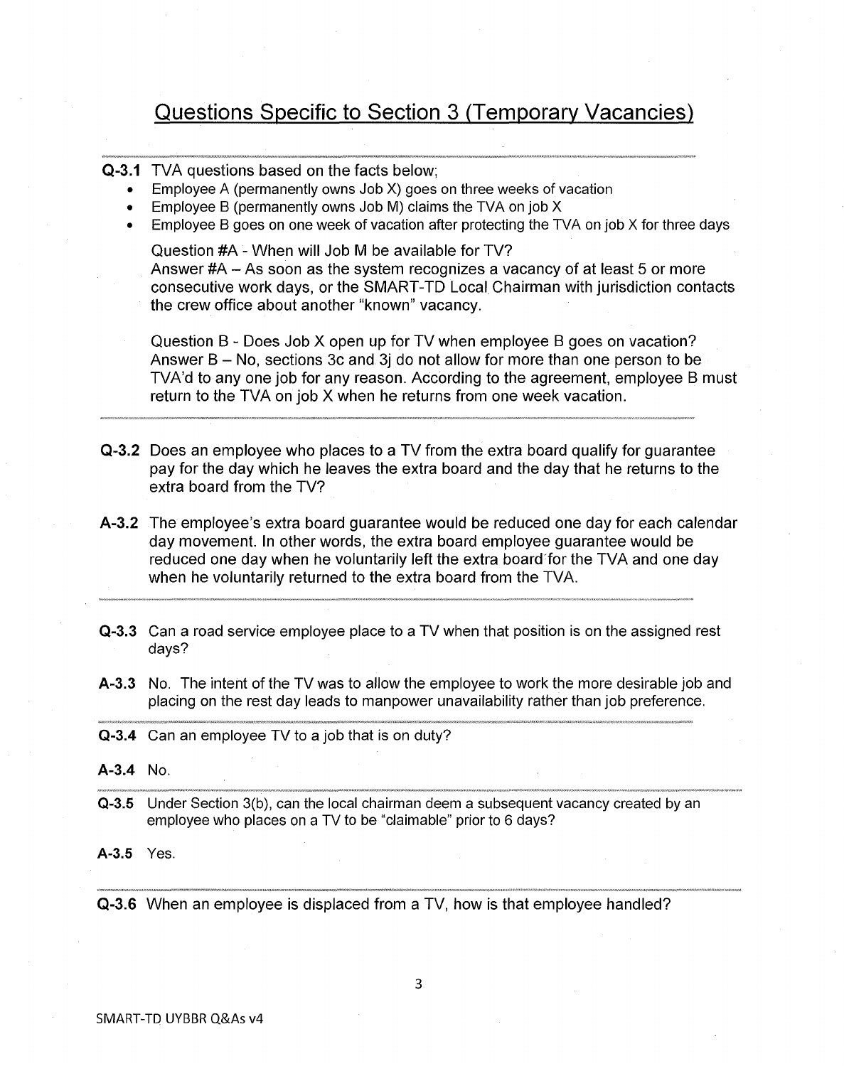## Questions Specific to Section 3 (Temporary Vacancies)

**Q-3.1** TVA questions based on the facts below;

- Employee A (permanently owns Job X) goes on three weeks of vacation
- Employee B (permanently owns Job M) claims the TVA on job X
- Employee B goes on one week of vacation after protecting the TVA on job X for three days

Question #A - When will Job M be available for TV?
Answer #A – As soon as the system recognizes a vacancy of at least 5 or more consecutive work days, or the SMART-TD Local Chairman with jurisdiction contacts the crew office about another "known" vacancy.

Question B - Does Job X open up for TV when employee B goes on vacation?
Answer B – No, sections 3c and 3j do not allow for more than one person to be TVA'd to any one job for any reason. According to the agreement, employee B must return to the TVA on job X when he returns from one week vacation.

---

**Q-3.2** Does an employee who places to a TV from the extra board qualify for guarantee pay for the day which he leaves the extra board and the day that he returns to the extra board from the TV?

**A-3.2** The employee's extra board guarantee would be reduced one day for each calendar day movement. In other words, the extra board employee guarantee would be reduced one day when he voluntarily left the extra board for the TVA and one day when he voluntarily returned to the extra board from the TVA.

---

**Q-3.3** Can a road service employee place to a TV when that position is on the assigned rest days?

**A-3.3** No. The intent of the TV was to allow the employee to work the more desirable job and placing on the rest day leads to manpower unavailability rather than job preference.

---

**Q-3.4** Can an employee TV to a job that is on duty?

**A-3.4** No.

---

**Q-3.5** Under Section 3(b), can the local chairman deem a subsequent vacancy created by an employee who places on a TV to be "claimable" prior to 6 days?

**A-3.5** Yes.

---

**Q-3.6** When an employee is displaced from a TV, how is that employee handled?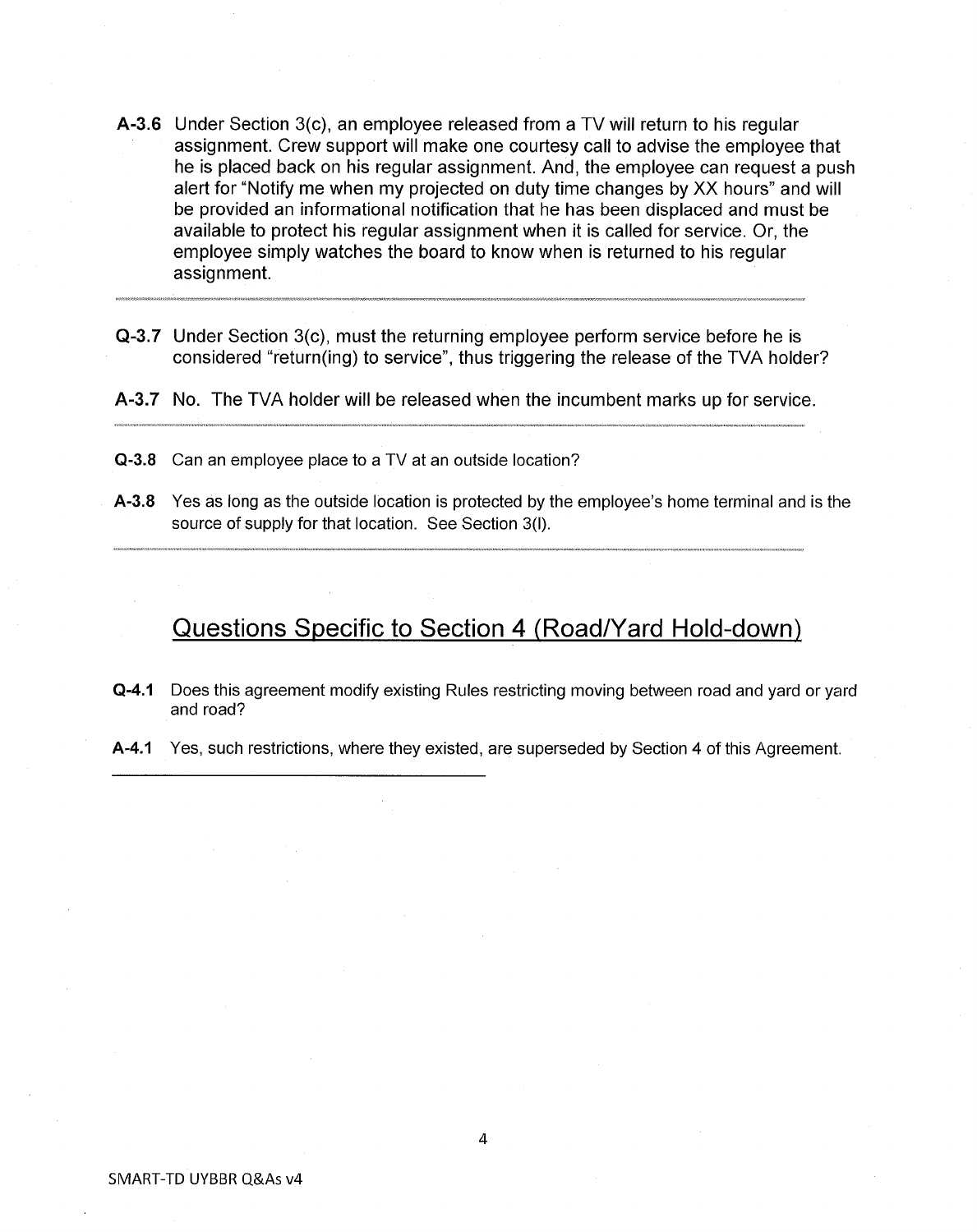**A-3.6** Under Section 3(c), an employee released from a TV will return to his regular assignment. Crew support will make one courtesy call to advise the employee that he is placed back on his regular assignment. And, the employee can request a push alert for "Notify me when my projected on duty time changes by XX hours" and will be provided an informational notification that he has been displaced and must be available to protect his regular assignment when it is called for service. Or, the employee simply watches the board to know when is returned to his regular assignment.

---

**Q-3.7** Under Section 3(c), must the returning employee perform service before he is considered "return(ing) to service", thus triggering the release of the TVA holder?

**A-3.7** No. The TVA holder will be released when the incumbent marks up for service.

---

**Q-3.8** Can an employee place to a TV at an outside location?

**A-3.8** Yes as long as the outside location is protected by the employee's home terminal and is the source of supply for that location. See Section 3(l).

---

## Questions Specific to Section 4 (Road/Yard Hold-down)

**Q-4.1** Does this agreement modify existing Rules restricting moving between road and yard or yard and road?

**A-4.1** Yes, such restrictions, where they existed, are superseded by Section 4 of this Agreement.

---

SMART-TD UYBBR Q&As v4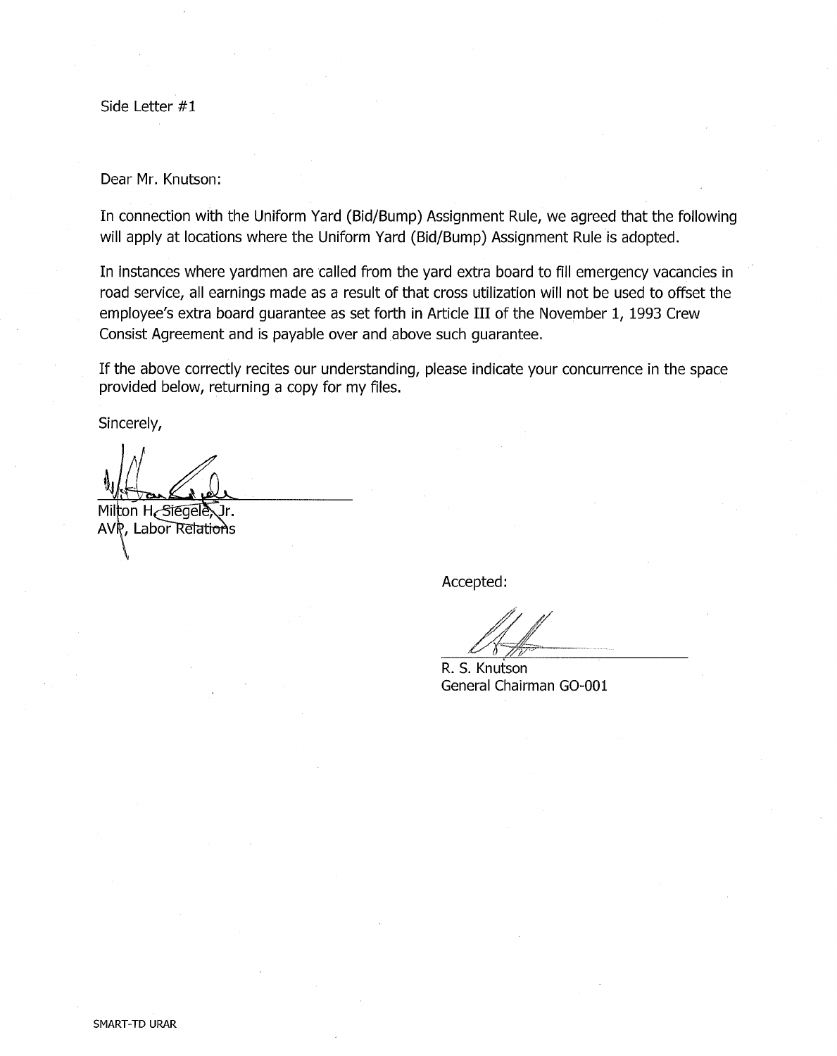Side Letter #1

Dear Mr. Knutson:

In connection with the Uniform Yard (Bid/Bump) Assignment Rule, we agreed that the following will apply at locations where the Uniform Yard (Bid/Bump) Assignment Rule is adopted.

In instances where yardmen are called from the yard extra board to fill emergency vacancies in road service, all earnings made as a result of that cross utilization will not be used to offset the employee's extra board guarantee as set forth in Article III of the November 1, 1993 Crew Consist Agreement and is payable over and above such guarantee.

If the above correctly recites our understanding, please indicate your concurrence in the space provided below, returning a copy for my files.

Sincerely,

Milton H. Siegele, Jr.
AVP, Labor Relations

Accepted:

R. S. Knutson
General Chairman GO-001

SMART-TD URAR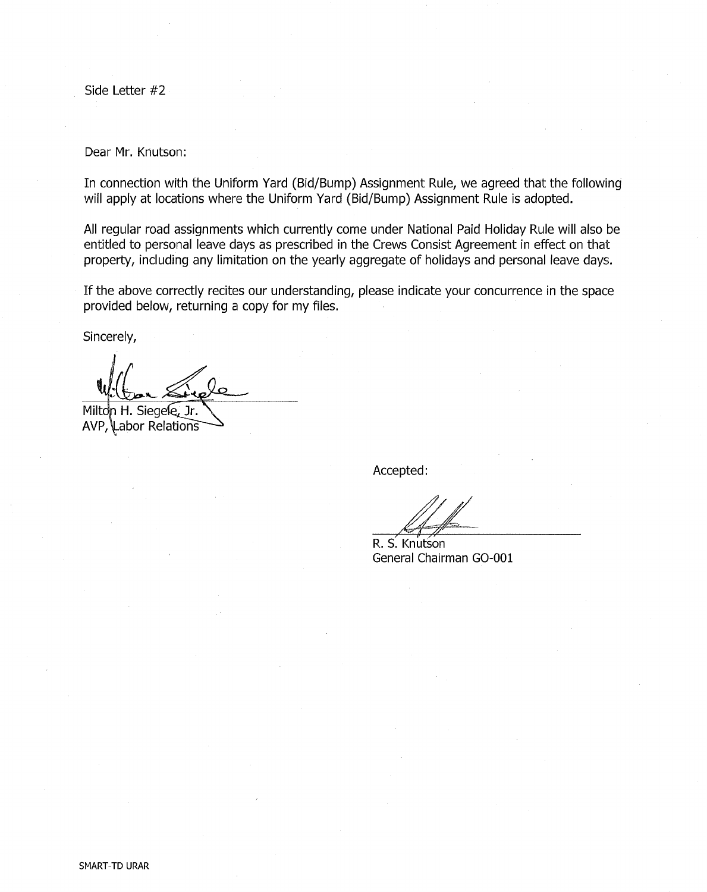Side Letter #2

Dear Mr. Knutson:

In connection with the Uniform Yard (Bid/Bump) Assignment Rule, we agreed that the following will apply at locations where the Uniform Yard (Bid/Bump) Assignment Rule is adopted.

All regular road assignments which currently come under National Paid Holiday Rule will also be entitled to personal leave days as prescribed in the Crews Consist Agreement in effect on that property, including any limitation on the yearly aggregate of holidays and personal leave days.

If the above correctly recites our understanding, please indicate your concurrence in the space provided below, returning a copy for my files.

Sincerely,

Milton H. Siegele, Jr.
AVP, Labor Relations

Accepted:

R. S. Knutson
General Chairman GO-001

SMART-TD URAR